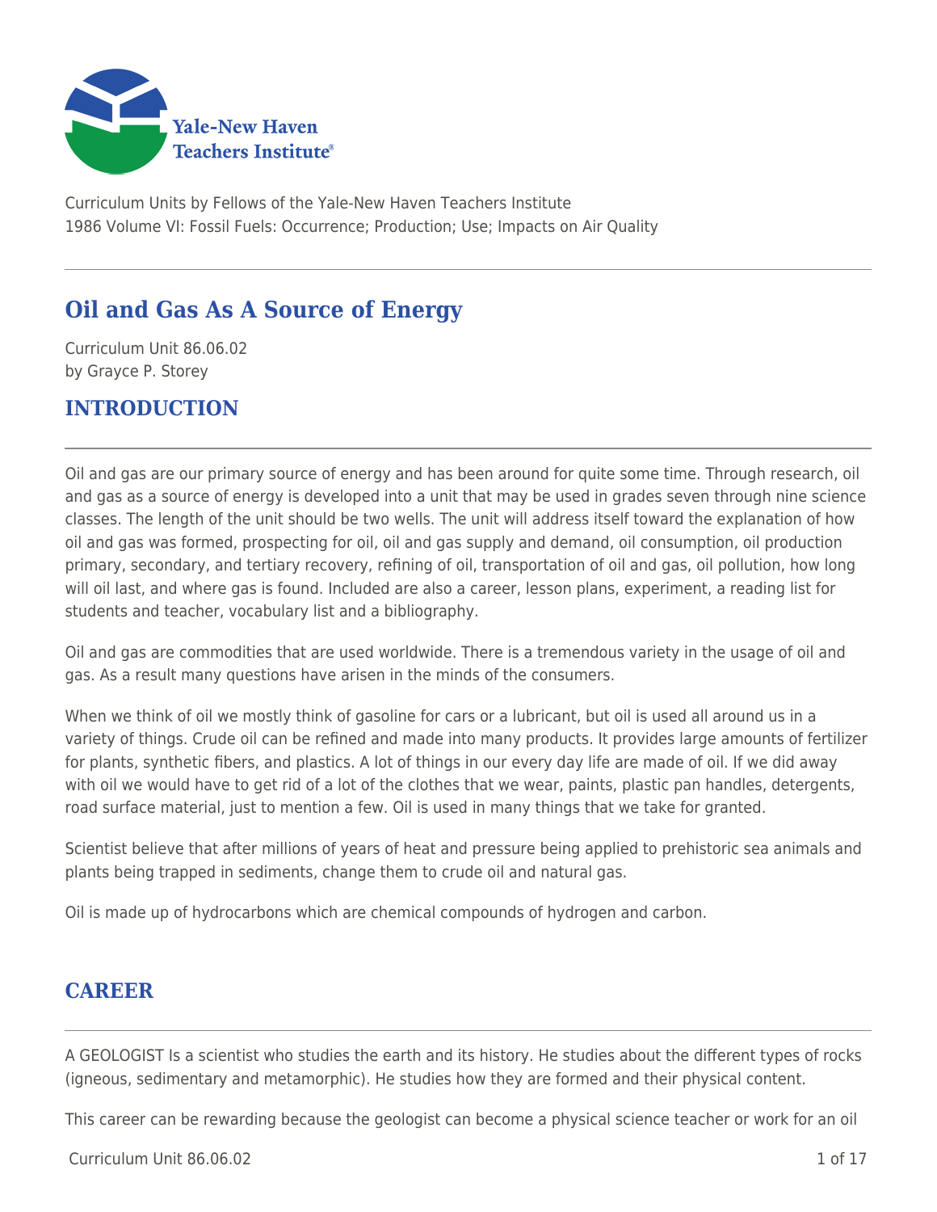Curriculum Units by Fellows of the Yale-New Haven Teachers Institute
1986 Volume VI: Fossil Fuels: Occurrence; Production; Use; Impacts on Air Quality

# Oil and Gas As A Source of Energy

Curriculum Unit 86.06.02
by Grayce P. Storey

## INTRODUCTION

Oil and gas are our primary source of energy and has been around for quite some time. Through research, oil and gas as a source of energy is developed into a unit that may be used in grades seven through nine science classes. The length of the unit should be two wells. The unit will address itself toward the explanation of how oil and gas was formed, prospecting for oil, oil and gas supply and demand, oil consumption, oil production primary, secondary, and tertiary recovery, refining of oil, transportation of oil and gas, oil pollution, how long will oil last, and where gas is found. Included are also a career, lesson plans, experiment, a reading list for students and teacher, vocabulary list and a bibliography.

Oil and gas are commodities that are used worldwide. There is a tremendous variety in the usage of oil and gas. As a result many questions have arisen in the minds of the consumers.

When we think of oil we mostly think of gasoline for cars or a lubricant, but oil is used all around us in a variety of things. Crude oil can be refined and made into many products. It provides large amounts of fertilizer for plants, synthetic fibers, and plastics. A lot of things in our every day life are made of oil. If we did away with oil we would have to get rid of a lot of the clothes that we wear, paints, plastic pan handles, detergents, road surface material, just to mention a few. Oil is used in many things that we take for granted.

Scientist believe that after millions of years of heat and pressure being applied to prehistoric sea animals and plants being trapped in sediments, change them to crude oil and natural gas.

Oil is made up of hydrocarbons which are chemical compounds of hydrogen and carbon.

## CAREER

A GEOLOGIST Is a scientist who studies the earth and its history. He studies about the different types of rocks (igneous, sedimentary and metamorphic). He studies how they are formed and their physical content.

This career can be rewarding because the geologist can become a physical science teacher or work for an oil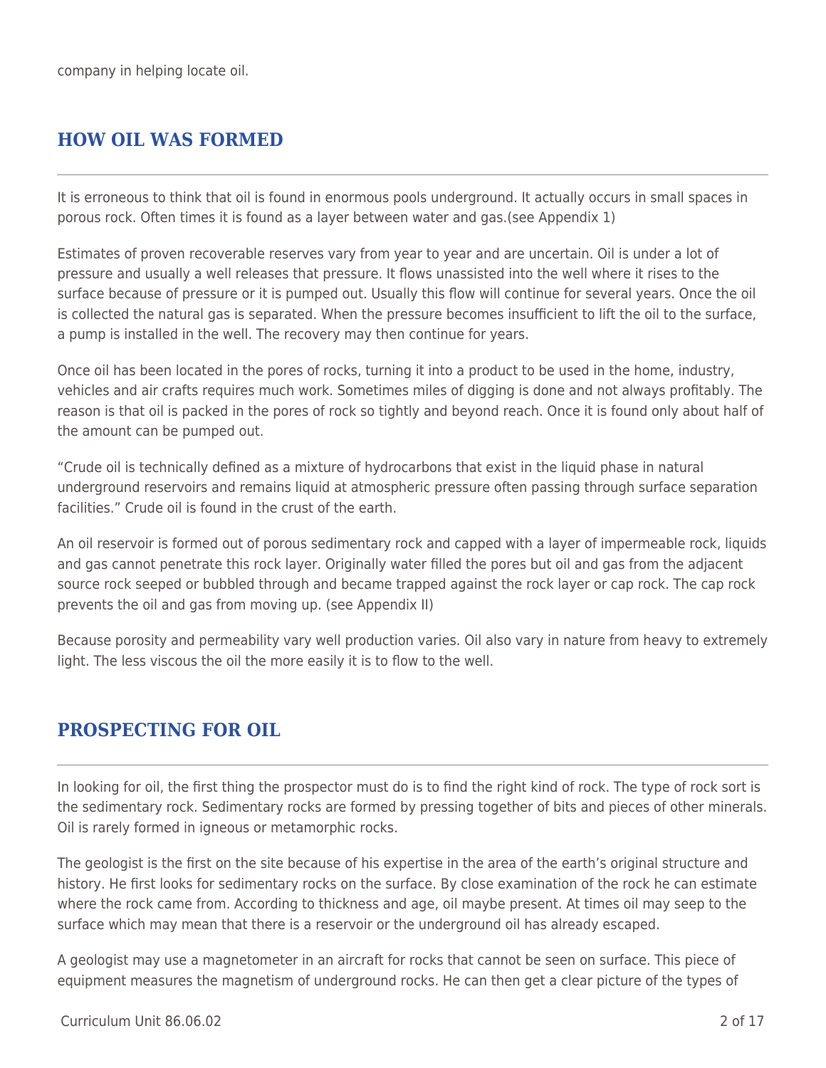company in helping locate oil.

## HOW OIL WAS FORMED

It is erroneous to think that oil is found in enormous pools underground. It actually occurs in small spaces in porous rock. Often times it is found as a layer between water and gas.(see Appendix 1)

Estimates of proven recoverable reserves vary from year to year and are uncertain. Oil is under a lot of pressure and usually a well releases that pressure. It flows unassisted into the well where it rises to the surface because of pressure or it is pumped out. Usually this flow will continue for several years. Once the oil is collected the natural gas is separated. When the pressure becomes insufficient to lift the oil to the surface, a pump is installed in the well. The recovery may then continue for years.

Once oil has been located in the pores of rocks, turning it into a product to be used in the home, industry, vehicles and air crafts requires much work. Sometimes miles of digging is done and not always profitably. The reason is that oil is packed in the pores of rock so tightly and beyond reach. Once it is found only about half of the amount can be pumped out.

"Crude oil is technically defined as a mixture of hydrocarbons that exist in the liquid phase in natural underground reservoirs and remains liquid at atmospheric pressure often passing through surface separation facilities." Crude oil is found in the crust of the earth.

An oil reservoir is formed out of porous sedimentary rock and capped with a layer of impermeable rock, liquids and gas cannot penetrate this rock layer. Originally water filled the pores but oil and gas from the adjacent source rock seeped or bubbled through and became trapped against the rock layer or cap rock. The cap rock prevents the oil and gas from moving up. (see Appendix II)

Because porosity and permeability vary well production varies. Oil also vary in nature from heavy to extremely light. The less viscous the oil the more easily it is to flow to the well.

## PROSPECTING FOR OIL

In looking for oil, the first thing the prospector must do is to find the right kind of rock. The type of rock sort is the sedimentary rock. Sedimentary rocks are formed by pressing together of bits and pieces of other minerals. Oil is rarely formed in igneous or metamorphic rocks.

The geologist is the first on the site because of his expertise in the area of the earth's original structure and history. He first looks for sedimentary rocks on the surface. By close examination of the rock he can estimate where the rock came from. According to thickness and age, oil maybe present. At times oil may seep to the surface which may mean that there is a reservoir or the underground oil has already escaped.

A geologist may use a magnetometer in an aircraft for rocks that cannot be seen on surface. This piece of equipment measures the magnetism of underground rocks. He can then get a clear picture of the types of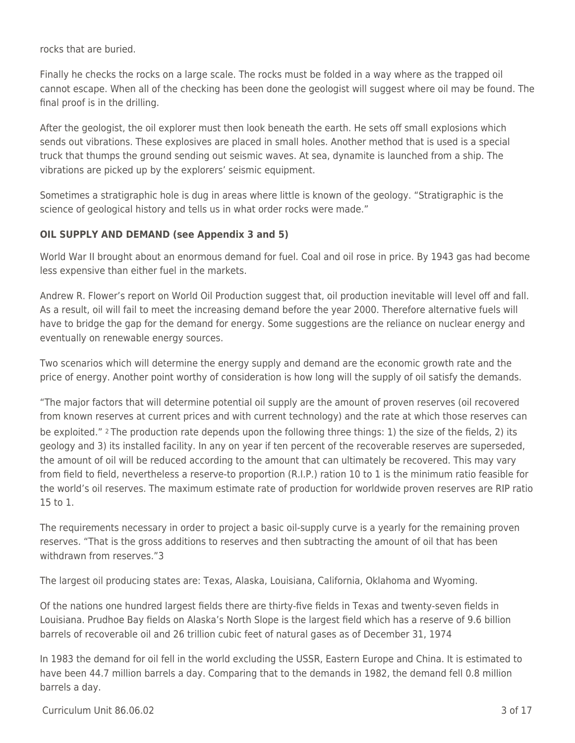rocks that are buried.

Finally he checks the rocks on a large scale. The rocks must be folded in a way where as the trapped oil cannot escape. When all of the checking has been done the geologist will suggest where oil may be found. The final proof is in the drilling.

After the geologist, the oil explorer must then look beneath the earth. He sets off small explosions which sends out vibrations. These explosives are placed in small holes. Another method that is used is a special truck that thumps the ground sending out seismic waves. At sea, dynamite is launched from a ship. The vibrations are picked up by the explorers' seismic equipment.

Sometimes a stratigraphic hole is dug in areas where little is known of the geology. "Stratigraphic is the science of geological history and tells us in what order rocks were made."

**OIL SUPPLY AND DEMAND (see Appendix 3 and 5)**

World War II brought about an enormous demand for fuel. Coal and oil rose in price. By 1943 gas had become less expensive than either fuel in the markets.

Andrew R. Flower's report on World Oil Production suggest that, oil production inevitable will level off and fall. As a result, oil will fail to meet the increasing demand before the year 2000. Therefore alternative fuels will have to bridge the gap for the demand for energy. Some suggestions are the reliance on nuclear energy and eventually on renewable energy sources.

Two scenarios which will determine the energy supply and demand are the economic growth rate and the price of energy. Another point worthy of consideration is how long will the supply of oil satisfy the demands.

"The major factors that will determine potential oil supply are the amount of proven reserves (oil recovered from known reserves at current prices and with current technology) and the rate at which those reserves can be exploited." [2] The production rate depends upon the following three things: 1) the size of the fields, 2) its geology and 3) its installed facility. In any on year if ten percent of the recoverable reserves are superseded, the amount of oil will be reduced according to the amount that can ultimately be recovered. This may vary from field to field, nevertheless a reserve-to proportion (R.I.P.) ration 10 to 1 is the minimum ratio feasible for the world's oil reserves. The maximum estimate rate of production for worldwide proven reserves are RIP ratio 15 to 1.

The requirements necessary in order to project a basic oil-supply curve is a yearly for the remaining proven reserves. "That is the gross additions to reserves and then subtracting the amount of oil that has been withdrawn from reserves."[3]

The largest oil producing states are: Texas, Alaska, Louisiana, California, Oklahoma and Wyoming.

Of the nations one hundred largest fields there are thirty-five fields in Texas and twenty-seven fields in Louisiana. Prudhoe Bay fields on Alaska's North Slope is the largest field which has a reserve of 9.6 billion barrels of recoverable oil and 26 trillion cubic feet of natural gases as of December 31, 1974

In 1983 the demand for oil fell in the world excluding the USSR, Eastern Europe and China. It is estimated to have been 44.7 million barrels a day. Comparing that to the demands in 1982, the demand fell 0.8 million barrels a day.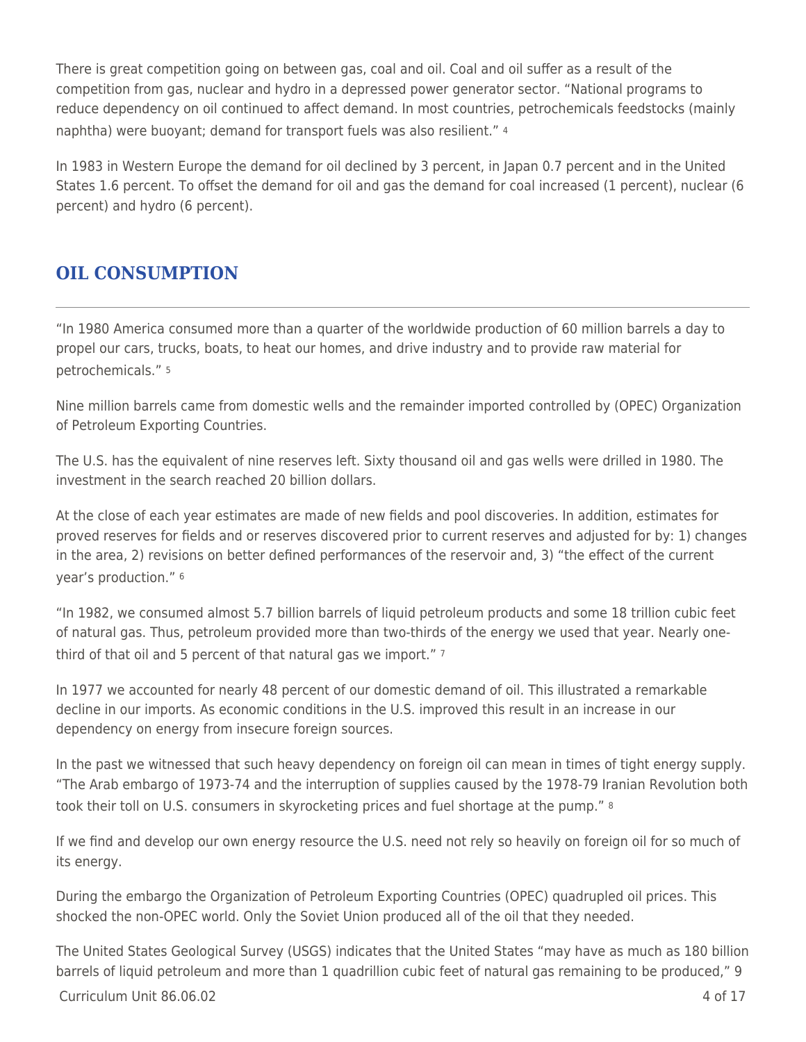There is great competition going on between gas, coal and oil. Coal and oil suffer as a result of the competition from gas, nuclear and hydro in a depressed power generator sector. "National programs to reduce dependency on oil continued to affect demand. In most countries, petrochemicals feedstocks (mainly naphtha) were buoyant; demand for transport fuels was also resilient." [4]

In 1983 in Western Europe the demand for oil declined by 3 percent, in Japan 0.7 percent and in the United States 1.6 percent. To offset the demand for oil and gas the demand for coal increased (1 percent), nuclear (6 percent) and hydro (6 percent).

## OIL CONSUMPTION

"In 1980 America consumed more than a quarter of the worldwide production of 60 million barrels a day to propel our cars, trucks, boats, to heat our homes, and drive industry and to provide raw material for petrochemicals." [5]

Nine million barrels came from domestic wells and the remainder imported controlled by (OPEC) Organization of Petroleum Exporting Countries.

The U.S. has the equivalent of nine reserves left. Sixty thousand oil and gas wells were drilled in 1980. The investment in the search reached 20 billion dollars.

At the close of each year estimates are made of new fields and pool discoveries. In addition, estimates for proved reserves for fields and or reserves discovered prior to current reserves and adjusted for by: 1) changes in the area, 2) revisions on better defined performances of the reservoir and, 3) "the effect of the current year's production." [6]

"In 1982, we consumed almost 5.7 billion barrels of liquid petroleum products and some 18 trillion cubic feet of natural gas. Thus, petroleum provided more than two-thirds of the energy we used that year. Nearly one-third of that oil and 5 percent of that natural gas we import." [7]

In 1977 we accounted for nearly 48 percent of our domestic demand of oil. This illustrated a remarkable decline in our imports. As economic conditions in the U.S. improved this result in an increase in our dependency on energy from insecure foreign sources.

In the past we witnessed that such heavy dependency on foreign oil can mean in times of tight energy supply. "The Arab embargo of 1973-74 and the interruption of supplies caused by the 1978-79 Iranian Revolution both took their toll on U.S. consumers in skyrocketing prices and fuel shortage at the pump." [8]

If we find and develop our own energy resource the U.S. need not rely so heavily on foreign oil for so much of its energy.

During the embargo the Organization of Petroleum Exporting Countries (OPEC) quadrupled oil prices. This shocked the non-OPEC world. Only the Soviet Union produced all of the oil that they needed.

The United States Geological Survey (USGS) indicates that the United States "may have as much as 180 billion barrels of liquid petroleum and more than 1 quadrillion cubic feet of natural gas remaining to be produced," [9]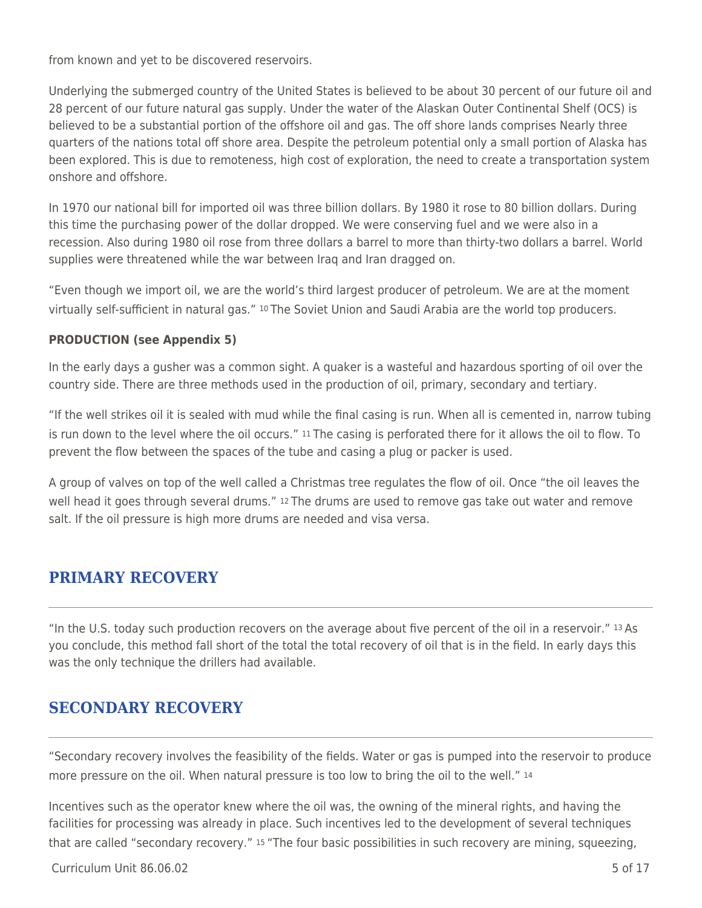from known and yet to be discovered reservoirs.

Underlying the submerged country of the United States is believed to be about 30 percent of our future oil and 28 percent of our future natural gas supply. Under the water of the Alaskan Outer Continental Shelf (OCS) is believed to be a substantial portion of the offshore oil and gas. The off shore lands comprises Nearly three quarters of the nations total off shore area. Despite the petroleum potential only a small portion of Alaska has been explored. This is due to remoteness, high cost of exploration, the need to create a transportation system onshore and offshore.

In 1970 our national bill for imported oil was three billion dollars. By 1980 it rose to 80 billion dollars. During this time the purchasing power of the dollar dropped. We were conserving fuel and we were also in a recession. Also during 1980 oil rose from three dollars a barrel to more than thirty-two dollars a barrel. World supplies were threatened while the war between Iraq and Iran dragged on.

"Even though we import oil, we are the world's third largest producer of petroleum. We are at the moment virtually self-sufficient in natural gas." [10] The Soviet Union and Saudi Arabia are the world top producers.

**PRODUCTION (see Appendix 5)**

In the early days a gusher was a common sight. A quaker is a wasteful and hazardous sporting of oil over the country side. There are three methods used in the production of oil, primary, secondary and tertiary.

"If the well strikes oil it is sealed with mud while the final casing is run. When all is cemented in, narrow tubing is run down to the level where the oil occurs." [11] The casing is perforated there for it allows the oil to flow. To prevent the flow between the spaces of the tube and casing a plug or packer is used.

A group of valves on top of the well called a Christmas tree regulates the flow of oil. Once "the oil leaves the well head it goes through several drums." [12] The drums are used to remove gas take out water and remove salt. If the oil pressure is high more drums are needed and visa versa.

## PRIMARY RECOVERY

"In the U.S. today such production recovers on the average about five percent of the oil in a reservoir." [13] As you conclude, this method fall short of the total the total recovery of oil that is in the field. In early days this was the only technique the drillers had available.

## SECONDARY RECOVERY

"Secondary recovery involves the feasibility of the fields. Water or gas is pumped into the reservoir to produce more pressure on the oil. When natural pressure is too low to bring the oil to the well." [14]

Incentives such as the operator knew where the oil was, the owning of the mineral rights, and having the facilities for processing was already in place. Such incentives led to the development of several techniques that are called "secondary recovery." [15] "The four basic possibilities in such recovery are mining, squeezing,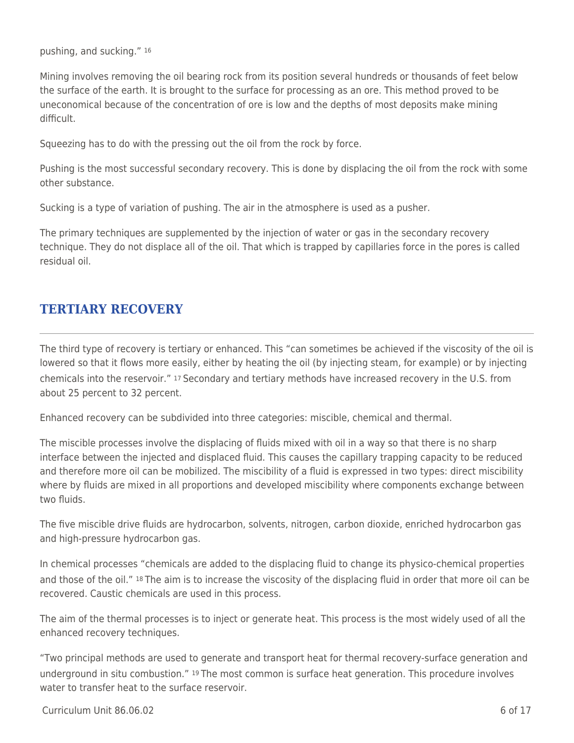pushing, and sucking." [16]

Mining involves removing the oil bearing rock from its position several hundreds or thousands of feet below the surface of the earth. It is brought to the surface for processing as an ore. This method proved to be uneconomical because of the concentration of ore is low and the depths of most deposits make mining difficult.

Squeezing has to do with the pressing out the oil from the rock by force.

Pushing is the most successful secondary recovery. This is done by displacing the oil from the rock with some other substance.

Sucking is a type of variation of pushing. The air in the atmosphere is used as a pusher.

The primary techniques are supplemented by the injection of water or gas in the secondary recovery technique. They do not displace all of the oil. That which is trapped by capillaries force in the pores is called residual oil.

## TERTIARY RECOVERY

The third type of recovery is tertiary or enhanced. This "can sometimes be achieved if the viscosity of the oil is lowered so that it flows more easily, either by heating the oil (by injecting steam, for example) or by injecting chemicals into the reservoir." [17] Secondary and tertiary methods have increased recovery in the U.S. from about 25 percent to 32 percent.

Enhanced recovery can be subdivided into three categories: miscible, chemical and thermal.

The miscible processes involve the displacing of fluids mixed with oil in a way so that there is no sharp interface between the injected and displaced fluid. This causes the capillary trapping capacity to be reduced and therefore more oil can be mobilized. The miscibility of a fluid is expressed in two types: direct miscibility where by fluids are mixed in all proportions and developed miscibility where components exchange between two fluids.

The five miscible drive fluids are hydrocarbon, solvents, nitrogen, carbon dioxide, enriched hydrocarbon gas and high-pressure hydrocarbon gas.

In chemical processes "chemicals are added to the displacing fluid to change its physico-chemical properties and those of the oil." [18] The aim is to increase the viscosity of the displacing fluid in order that more oil can be recovered. Caustic chemicals are used in this process.

The aim of the thermal processes is to inject or generate heat. This process is the most widely used of all the enhanced recovery techniques.

"Two principal methods are used to generate and transport heat for thermal recovery-surface generation and underground in situ combustion." [19] The most common is surface heat generation. This procedure involves water to transfer heat to the surface reservoir.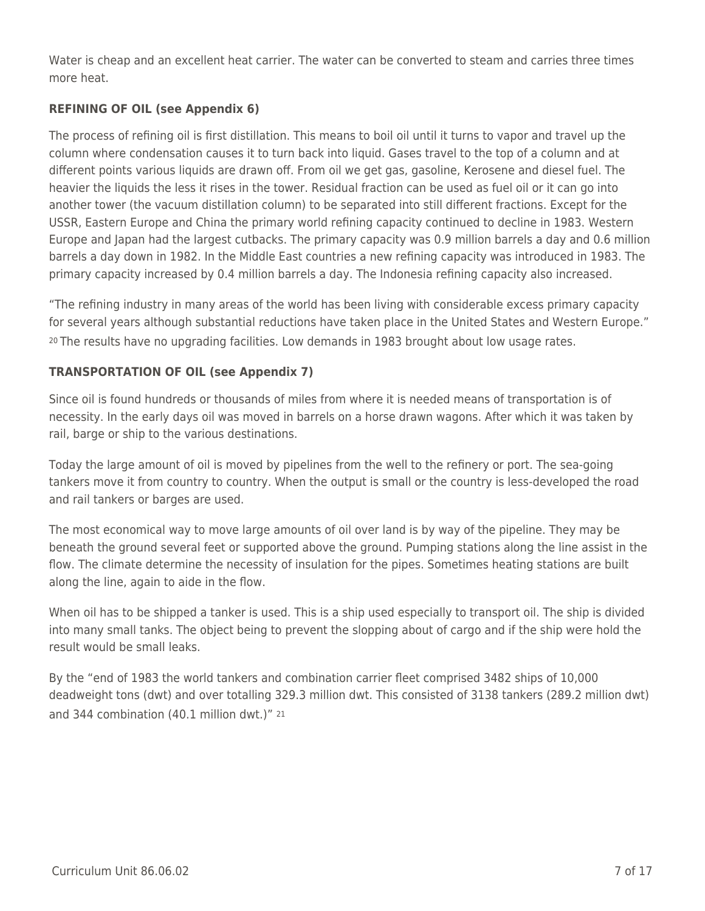Water is cheap and an excellent heat carrier. The water can be converted to steam and carries three times more heat.

**REFINING OF OIL (see Appendix 6)**

The process of refining oil is first distillation. This means to boil oil until it turns to vapor and travel up the column where condensation causes it to turn back into liquid. Gases travel to the top of a column and at different points various liquids are drawn off. From oil we get gas, gasoline, Kerosene and diesel fuel. The heavier the liquids the less it rises in the tower. Residual fraction can be used as fuel oil or it can go into another tower (the vacuum distillation column) to be separated into still different fractions. Except for the USSR, Eastern Europe and China the primary world refining capacity continued to decline in 1983. Western Europe and Japan had the largest cutbacks. The primary capacity was 0.9 million barrels a day and 0.6 million barrels a day down in 1982. In the Middle East countries a new refining capacity was introduced in 1983. The primary capacity increased by 0.4 million barrels a day. The Indonesia refining capacity also increased.

"The refining industry in many areas of the world has been living with considerable excess primary capacity for several years although substantial reductions have taken place in the United States and Western Europe." [20] The results have no upgrading facilities. Low demands in 1983 brought about low usage rates.

**TRANSPORTATION OF OIL (see Appendix 7)**

Since oil is found hundreds or thousands of miles from where it is needed means of transportation is of necessity. In the early days oil was moved in barrels on a horse drawn wagons. After which it was taken by rail, barge or ship to the various destinations.

Today the large amount of oil is moved by pipelines from the well to the refinery or port. The sea-going tankers move it from country to country. When the output is small or the country is less-developed the road and rail tankers or barges are used.

The most economical way to move large amounts of oil over land is by way of the pipeline. They may be beneath the ground several feet or supported above the ground. Pumping stations along the line assist in the flow. The climate determine the necessity of insulation for the pipes. Sometimes heating stations are built along the line, again to aide in the flow.

When oil has to be shipped a tanker is used. This is a ship used especially to transport oil. The ship is divided into many small tanks. The object being to prevent the slopping about of cargo and if the ship were hold the result would be small leaks.

By the "end of 1983 the world tankers and combination carrier fleet comprised 3482 ships of 10,000 deadweight tons (dwt) and over totalling 329.3 million dwt. This consisted of 3138 tankers (289.2 million dwt) and 344 combination (40.1 million dwt.)" [21]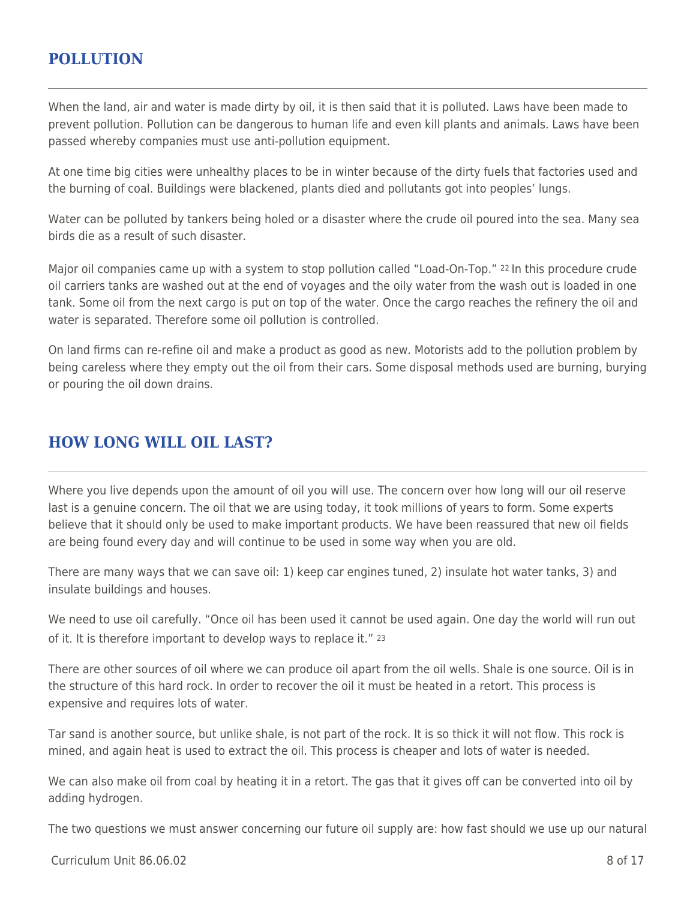## POLLUTION

When the land, air and water is made dirty by oil, it is then said that it is polluted. Laws have been made to prevent pollution. Pollution can be dangerous to human life and even kill plants and animals. Laws have been passed whereby companies must use anti-pollution equipment.

At one time big cities were unhealthy places to be in winter because of the dirty fuels that factories used and the burning of coal. Buildings were blackened, plants died and pollutants got into peoples' lungs.

Water can be polluted by tankers being holed or a disaster where the crude oil poured into the sea. Many sea birds die as a result of such disaster.

Major oil companies came up with a system to stop pollution called "Load-On-Top." [22] In this procedure crude oil carriers tanks are washed out at the end of voyages and the oily water from the wash out is loaded in one tank. Some oil from the next cargo is put on top of the water. Once the cargo reaches the refinery the oil and water is separated. Therefore some oil pollution is controlled.

On land firms can re-refine oil and make a product as good as new. Motorists add to the pollution problem by being careless where they empty out the oil from their cars. Some disposal methods used are burning, burying or pouring the oil down drains.

## HOW LONG WILL OIL LAST?

Where you live depends upon the amount of oil you will use. The concern over how long will our oil reserve last is a genuine concern. The oil that we are using today, it took millions of years to form. Some experts believe that it should only be used to make important products. We have been reassured that new oil fields are being found every day and will continue to be used in some way when you are old.

There are many ways that we can save oil: 1) keep car engines tuned, 2) insulate hot water tanks, 3) and insulate buildings and houses.

We need to use oil carefully. "Once oil has been used it cannot be used again. One day the world will run out of it. It is therefore important to develop ways to replace it." [23]

There are other sources of oil where we can produce oil apart from the oil wells. Shale is one source. Oil is in the structure of this hard rock. In order to recover the oil it must be heated in a retort. This process is expensive and requires lots of water.

Tar sand is another source, but unlike shale, is not part of the rock. It is so thick it will not flow. This rock is mined, and again heat is used to extract the oil. This process is cheaper and lots of water is needed.

We can also make oil from coal by heating it in a retort. The gas that it gives off can be converted into oil by adding hydrogen.

The two questions we must answer concerning our future oil supply are: how fast should we use up our natural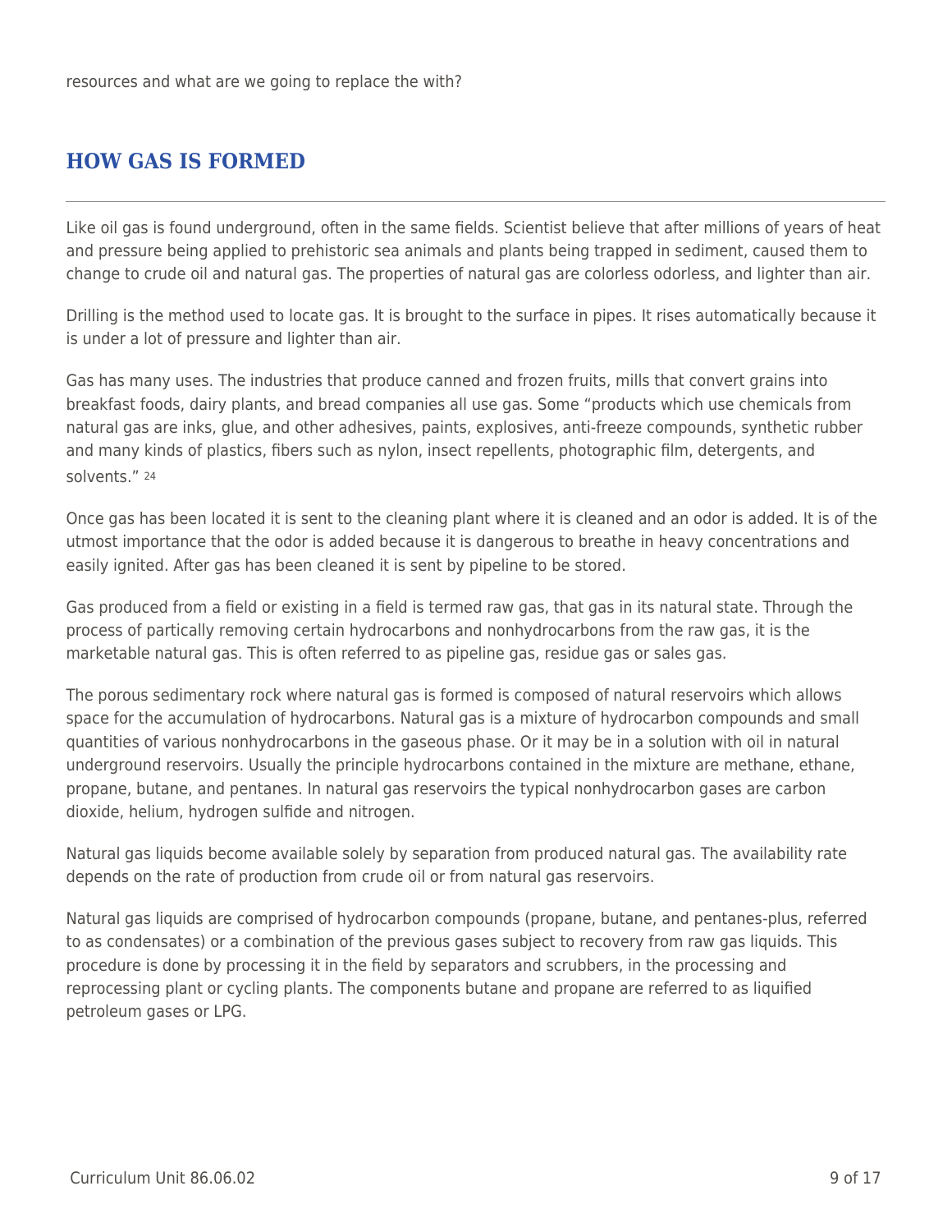resources and what are we going to replace the with?

## HOW GAS IS FORMED

Like oil gas is found underground, often in the same fields. Scientist believe that after millions of years of heat and pressure being applied to prehistoric sea animals and plants being trapped in sediment, caused them to change to crude oil and natural gas. The properties of natural gas are colorless odorless, and lighter than air.

Drilling is the method used to locate gas. It is brought to the surface in pipes. It rises automatically because it is under a lot of pressure and lighter than air.

Gas has many uses. The industries that produce canned and frozen fruits, mills that convert grains into breakfast foods, dairy plants, and bread companies all use gas. Some "products which use chemicals from natural gas are inks, glue, and other adhesives, paints, explosives, anti-freeze compounds, synthetic rubber and many kinds of plastics, fibers such as nylon, insect repellents, photographic film, detergents, and solvents." [24]

Once gas has been located it is sent to the cleaning plant where it is cleaned and an odor is added. It is of the utmost importance that the odor is added because it is dangerous to breathe in heavy concentrations and easily ignited. After gas has been cleaned it is sent by pipeline to be stored.

Gas produced from a field or existing in a field is termed raw gas, that gas in its natural state. Through the process of partically removing certain hydrocarbons and nonhydrocarbons from the raw gas, it is the marketable natural gas. This is often referred to as pipeline gas, residue gas or sales gas.

The porous sedimentary rock where natural gas is formed is composed of natural reservoirs which allows space for the accumulation of hydrocarbons. Natural gas is a mixture of hydrocarbon compounds and small quantities of various nonhydrocarbons in the gaseous phase. Or it may be in a solution with oil in natural underground reservoirs. Usually the principle hydrocarbons contained in the mixture are methane, ethane, propane, butane, and pentanes. In natural gas reservoirs the typical nonhydrocarbon gases are carbon dioxide, helium, hydrogen sulfide and nitrogen.

Natural gas liquids become available solely by separation from produced natural gas. The availability rate depends on the rate of production from crude oil or from natural gas reservoirs.

Natural gas liquids are comprised of hydrocarbon compounds (propane, butane, and pentanes-plus, referred to as condensates) or a combination of the previous gases subject to recovery from raw gas liquids. This procedure is done by processing it in the field by separators and scrubbers, in the processing and reprocessing plant or cycling plants. The components butane and propane are referred to as liquified petroleum gases or LPG.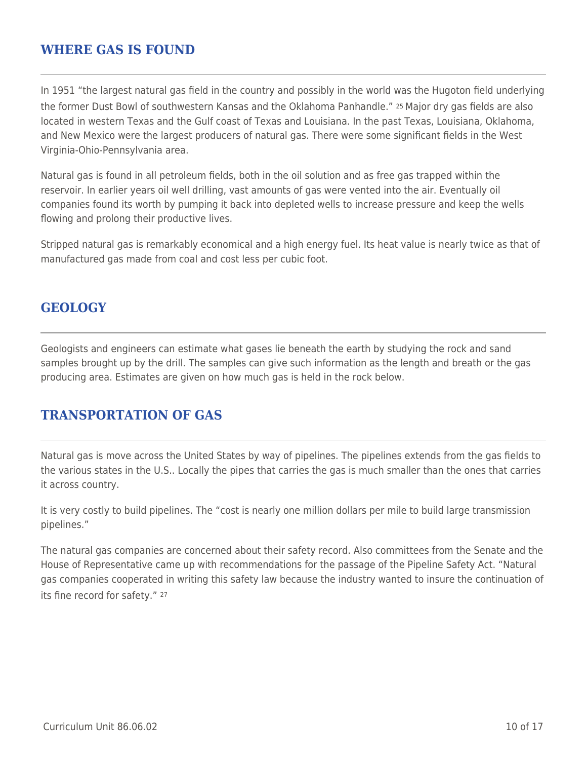## WHERE GAS IS FOUND

In 1951 “the largest natural gas field in the country and possibly in the world was the Hugoton field underlying the former Dust Bowl of southwestern Kansas and the Oklahoma Panhandle.” [25] Major dry gas fields are also located in western Texas and the Gulf coast of Texas and Louisiana. In the past Texas, Louisiana, Oklahoma, and New Mexico were the largest producers of natural gas. There were some significant fields in the West Virginia-Ohio-Pennsylvania area.

Natural gas is found in all petroleum fields, both in the oil solution and as free gas trapped within the reservoir. In earlier years oil well drilling, vast amounts of gas were vented into the air. Eventually oil companies found its worth by pumping it back into depleted wells to increase pressure and keep the wells flowing and prolong their productive lives.

Stripped natural gas is remarkably economical and a high energy fuel. Its heat value is nearly twice as that of manufactured gas made from coal and cost less per cubic foot.

## GEOLOGY

Geologists and engineers can estimate what gases lie beneath the earth by studying the rock and sand samples brought up by the drill. The samples can give such information as the length and breath or the gas producing area. Estimates are given on how much gas is held in the rock below.

## TRANSPORTATION OF GAS

Natural gas is move across the United States by way of pipelines. The pipelines extends from the gas fields to the various states in the U.S.. Locally the pipes that carries the gas is much smaller than the ones that carries it across country.

It is very costly to build pipelines. The “cost is nearly one million dollars per mile to build large transmission pipelines.”

The natural gas companies are concerned about their safety record. Also committees from the Senate and the House of Representative came up with recommendations for the passage of the Pipeline Safety Act. “Natural gas companies cooperated in writing this safety law because the industry wanted to insure the continuation of its fine record for safety.” [27]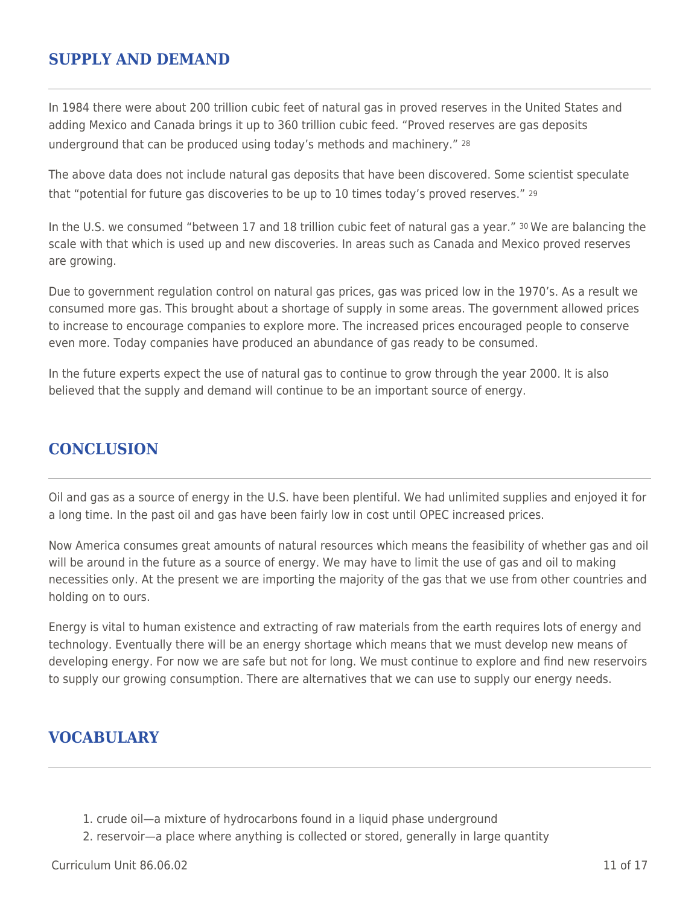## SUPPLY AND DEMAND

In 1984 there were about 200 trillion cubic feet of natural gas in proved reserves in the United States and adding Mexico and Canada brings it up to 360 trillion cubic feed. "Proved reserves are gas deposits underground that can be produced using today's methods and machinery." [28]

The above data does not include natural gas deposits that have been discovered. Some scientist speculate that "potential for future gas discoveries to be up to 10 times today's proved reserves." [29]

In the U.S. we consumed "between 17 and 18 trillion cubic feet of natural gas a year." [30] We are balancing the scale with that which is used up and new discoveries. In areas such as Canada and Mexico proved reserves are growing.

Due to government regulation control on natural gas prices, gas was priced low in the 1970's. As a result we consumed more gas. This brought about a shortage of supply in some areas. The government allowed prices to increase to encourage companies to explore more. The increased prices encouraged people to conserve even more. Today companies have produced an abundance of gas ready to be consumed.

In the future experts expect the use of natural gas to continue to grow through the year 2000. It is also believed that the supply and demand will continue to be an important source of energy.

## CONCLUSION

Oil and gas as a source of energy in the U.S. have been plentiful. We had unlimited supplies and enjoyed it for a long time. In the past oil and gas have been fairly low in cost until OPEC increased prices.

Now America consumes great amounts of natural resources which means the feasibility of whether gas and oil will be around in the future as a source of energy. We may have to limit the use of gas and oil to making necessities only. At the present we are importing the majority of the gas that we use from other countries and holding on to ours.

Energy is vital to human existence and extracting of raw materials from the earth requires lots of energy and technology. Eventually there will be an energy shortage which means that we must develop new means of developing energy. For now we are safe but not for long. We must continue to explore and find new reservoirs to supply our growing consumption. There are alternatives that we can use to supply our energy needs.

## VOCABULARY

1. crude oil—a mixture of hydrocarbons found in a liquid phase underground
2. reservoir—a place where anything is collected or stored, generally in large quantity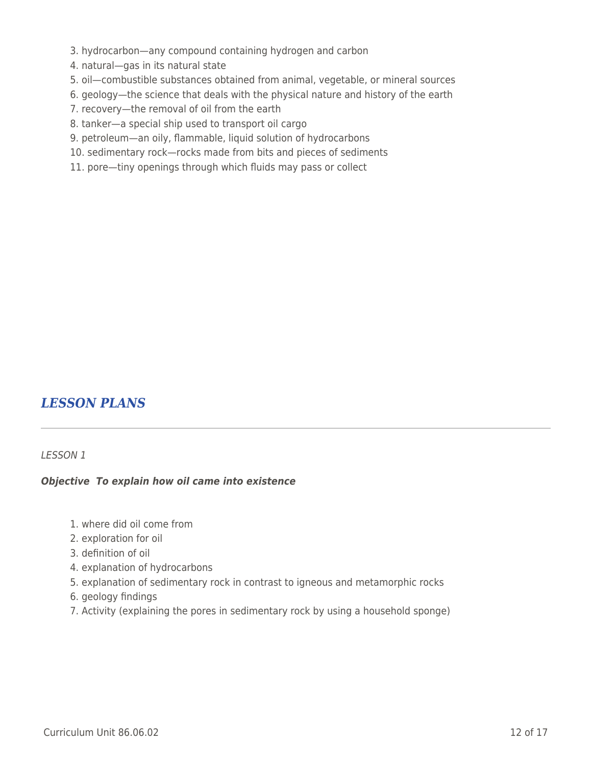3. hydrocarbon—any compound containing hydrogen and carbon
4. natural—gas in its natural state
5. oil—combustible substances obtained from animal, vegetable, or mineral sources
6. geology—the science that deals with the physical nature and history of the earth
7. recovery—the removal of oil from the earth
8. tanker—a special ship used to transport oil cargo
9. petroleum—an oily, flammable, liquid solution of hydrocarbons
10. sedimentary rock—rocks made from bits and pieces of sediments
11. pore—tiny openings through which fluids may pass or collect

## *LESSON PLANS*

*LESSON 1*

***Objective  To explain how oil came into existence***

1. where did oil come from
2. exploration for oil
3. definition of oil
4. explanation of hydrocarbons
5. explanation of sedimentary rock in contrast to igneous and metamorphic rocks
6. geology findings
7. Activity (explaining the pores in sedimentary rock by using a household sponge)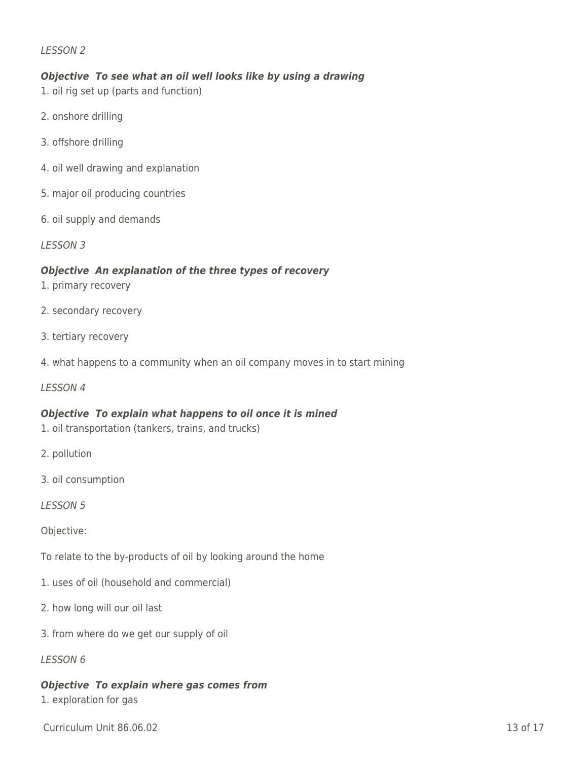*LESSON 2*

***Objective  To see what an oil well looks like by using a drawing***

1. oil rig set up (parts and function)

2. onshore drilling

3. offshore drilling

4. oil well drawing and explanation

5. major oil producing countries

6. oil supply and demands

*LESSON 3*

***Objective  An explanation of the three types of recovery***

1. primary recovery

2. secondary recovery

3. tertiary recovery

4. what happens to a community when an oil company moves in to start mining

*LESSON 4*

***Objective  To explain what happens to oil once it is mined***

1. oil transportation (tankers, trains, and trucks)

2. pollution

3. oil consumption

*LESSON 5*

Objective:

To relate to the by-products of oil by looking around the home

1. uses of oil (household and commercial)

2. how long will our oil last

3. from where do we get our supply of oil

*LESSON 6*

***Objective  To explain where gas comes from***

1. exploration for gas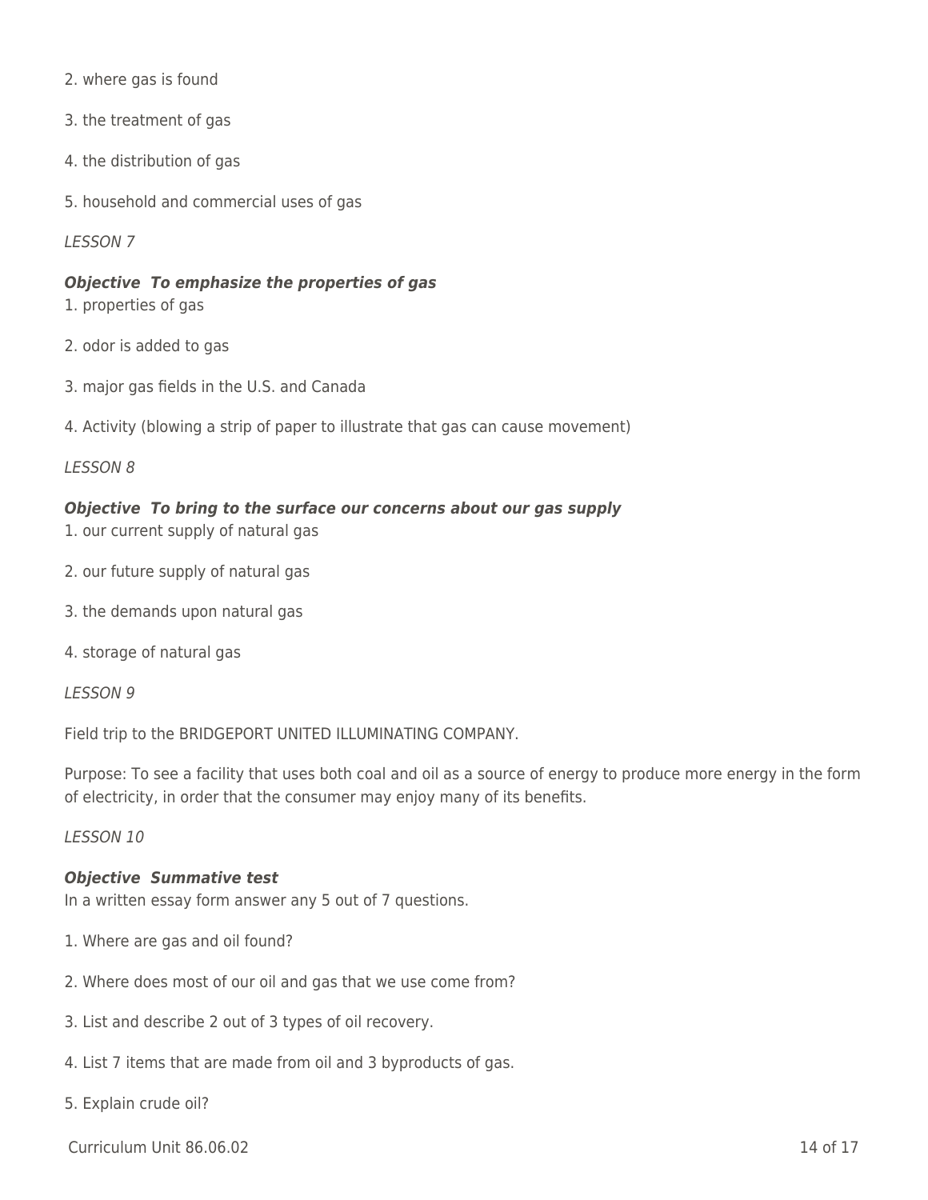2. where gas is found

3. the treatment of gas

4. the distribution of gas

5. household and commercial uses of gas

*LESSON 7*

***Objective  To emphasize the properties of gas***

1. properties of gas

2. odor is added to gas

3. major gas fields in the U.S. and Canada

4. Activity (blowing a strip of paper to illustrate that gas can cause movement)

*LESSON 8*

***Objective  To bring to the surface our concerns about our gas supply***

1. our current supply of natural gas

2. our future supply of natural gas

3. the demands upon natural gas

4. storage of natural gas

*LESSON 9*

Field trip to the BRIDGEPORT UNITED ILLUMINATING COMPANY.

Purpose: To see a facility that uses both coal and oil as a source of energy to produce more energy in the form of electricity, in order that the consumer may enjoy many of its benefits.

*LESSON 10*

***Objective  Summative test***

In a written essay form answer any 5 out of 7 questions.

1. Where are gas and oil found?

2. Where does most of our oil and gas that we use come from?

3. List and describe 2 out of 3 types of oil recovery.

4. List 7 items that are made from oil and 3 byproducts of gas.

5. Explain crude oil?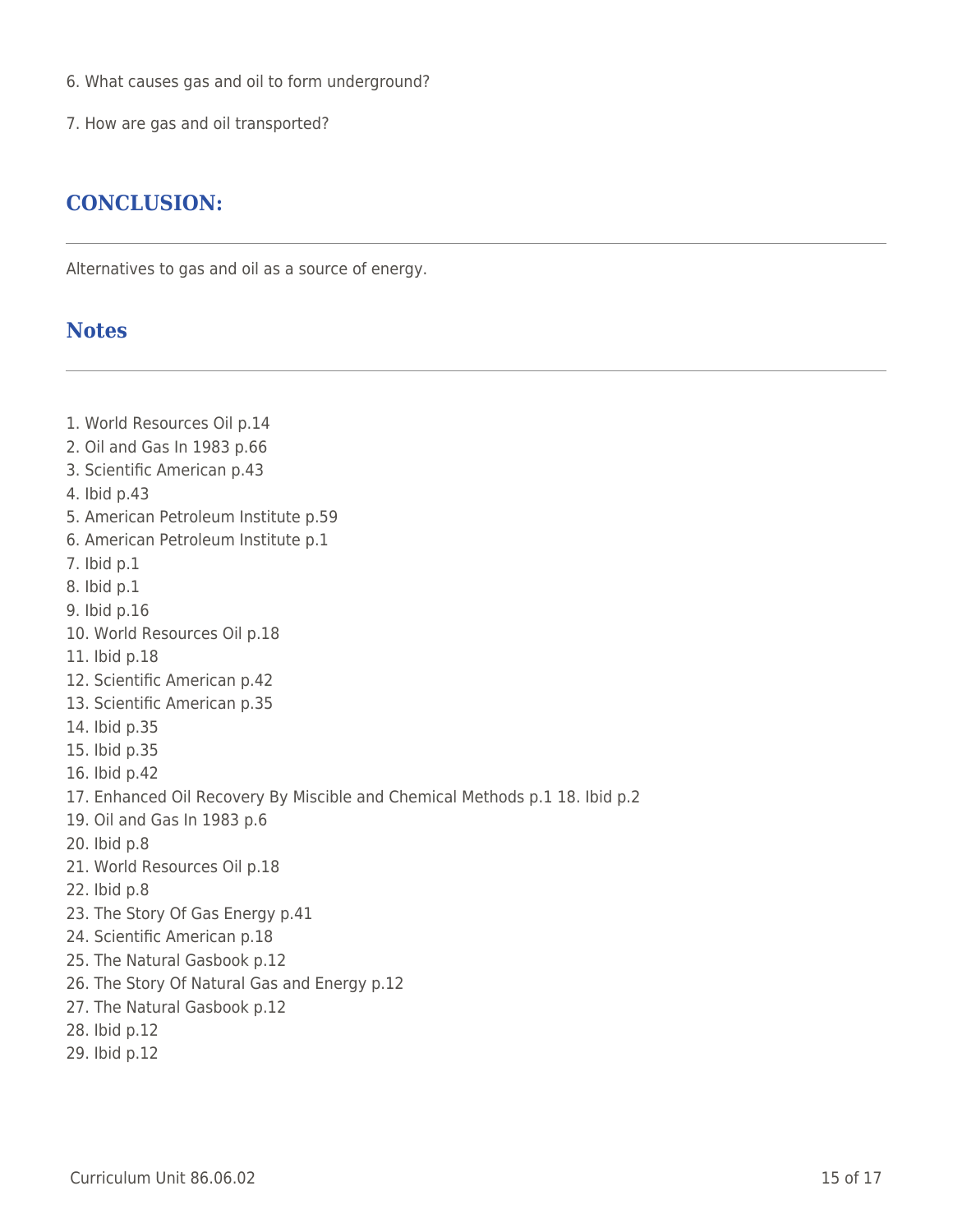6. What causes gas and oil to form underground?

7. How are gas and oil transported?

## CONCLUSION:

Alternatives to gas and oil as a source of energy.

## Notes

1. World Resources Oil p.14
2. Oil and Gas In 1983 p.66
3. Scientific American p.43
4. Ibid p.43
5. American Petroleum Institute p.59
6. American Petroleum Institute p.1
7. Ibid p.1
8. Ibid p.1
9. Ibid p.16
10. World Resources Oil p.18
11. Ibid p.18
12. Scientific American p.42
13. Scientific American p.35
14. Ibid p.35
15. Ibid p.35
16. Ibid p.42
17. Enhanced Oil Recovery By Miscible and Chemical Methods p.1 18. Ibid p.2
19. Oil and Gas In 1983 p.6
20. Ibid p.8
21. World Resources Oil p.18
22. Ibid p.8
23. The Story Of Gas Energy p.41
24. Scientific American p.18
25. The Natural Gasbook p.12
26. The Story Of Natural Gas and Energy p.12
27. The Natural Gasbook p.12
28. Ibid p.12
29. Ibid p.12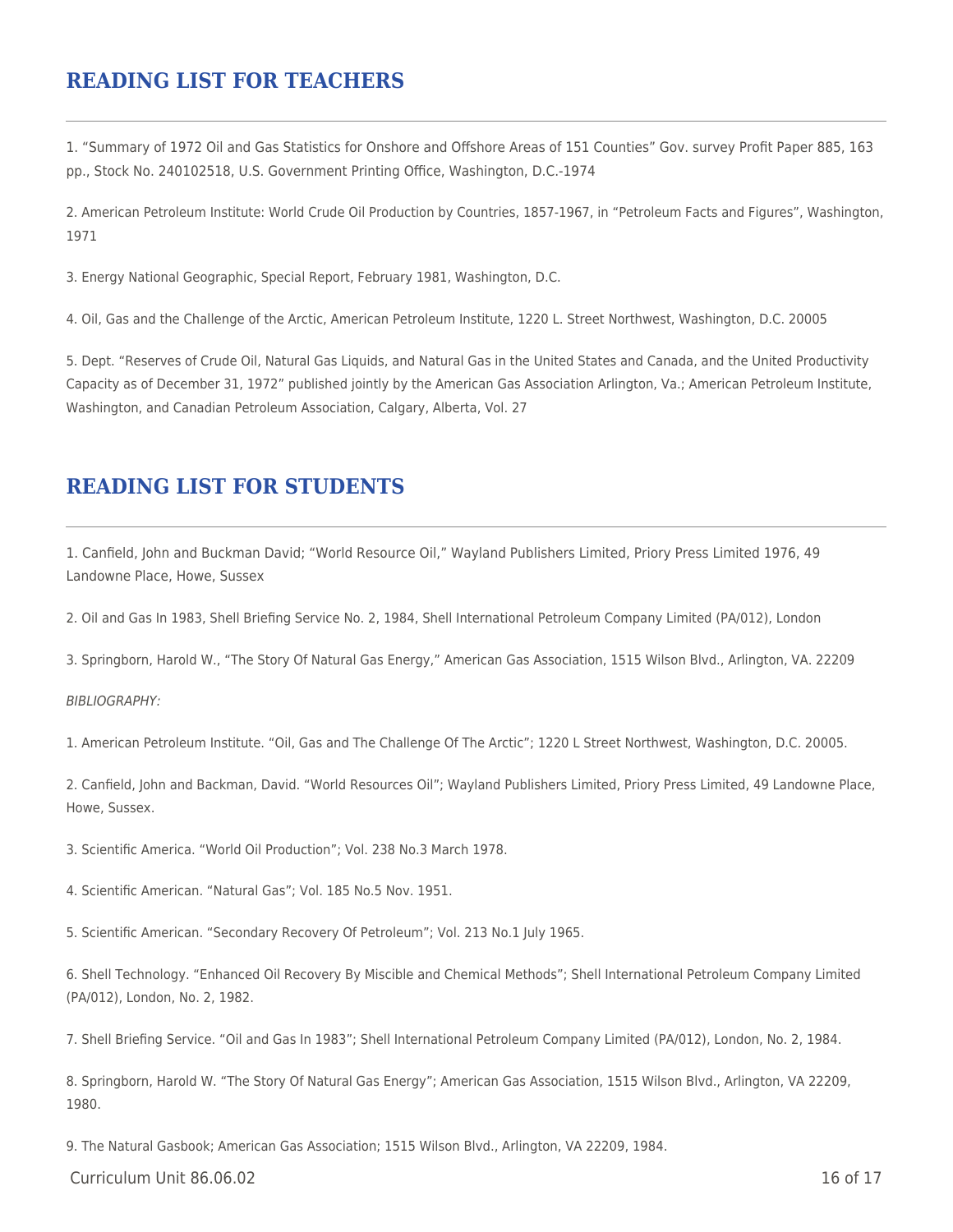## READING LIST FOR TEACHERS

1. "Summary of 1972 Oil and Gas Statistics for Onshore and Offshore Areas of 151 Counties" Gov. survey Profit Paper 885, 163 pp., Stock No. 240102518, U.S. Government Printing Office, Washington, D.C.-1974

2. American Petroleum Institute: World Crude Oil Production by Countries, 1857-1967, in "Petroleum Facts and Figures", Washington, 1971

3. Energy National Geographic, Special Report, February 1981, Washington, D.C.

4. Oil, Gas and the Challenge of the Arctic, American Petroleum Institute, 1220 L. Street Northwest, Washington, D.C. 20005

5. Dept. "Reserves of Crude Oil, Natural Gas Liquids, and Natural Gas in the United States and Canada, and the United Productivity Capacity as of December 31, 1972" published jointly by the American Gas Association Arlington, Va.; American Petroleum Institute, Washington, and Canadian Petroleum Association, Calgary, Alberta, Vol. 27

## READING LIST FOR STUDENTS

1. Canfield, John and Buckman David; "World Resource Oil," Wayland Publishers Limited, Priory Press Limited 1976, 49 Landowne Place, Howe, Sussex

2. Oil and Gas In 1983, Shell Briefing Service No. 2, 1984, Shell International Petroleum Company Limited (PA/012), London

3. Springborn, Harold W., "The Story Of Natural Gas Energy," American Gas Association, 1515 Wilson Blvd., Arlington, VA. 22209

*BIBLIOGRAPHY:*

1. American Petroleum Institute. "Oil, Gas and The Challenge Of The Arctic"; 1220 L Street Northwest, Washington, D.C. 20005.

2. Canfield, John and Backman, David. "World Resources Oil"; Wayland Publishers Limited, Priory Press Limited, 49 Landowne Place, Howe, Sussex.

3. Scientific America. "World Oil Production"; Vol. 238 No.3 March 1978.

4. Scientific American. "Natural Gas"; Vol. 185 No.5 Nov. 1951.

5. Scientific American. "Secondary Recovery Of Petroleum"; Vol. 213 No.1 July 1965.

6. Shell Technology. "Enhanced Oil Recovery By Miscible and Chemical Methods"; Shell International Petroleum Company Limited (PA/012), London, No. 2, 1982.

7. Shell Briefing Service. "Oil and Gas In 1983"; Shell International Petroleum Company Limited (PA/012), London, No. 2, 1984.

8. Springborn, Harold W. "The Story Of Natural Gas Energy"; American Gas Association, 1515 Wilson Blvd., Arlington, VA 22209, 1980.

9. The Natural Gasbook; American Gas Association; 1515 Wilson Blvd., Arlington, VA 22209, 1984.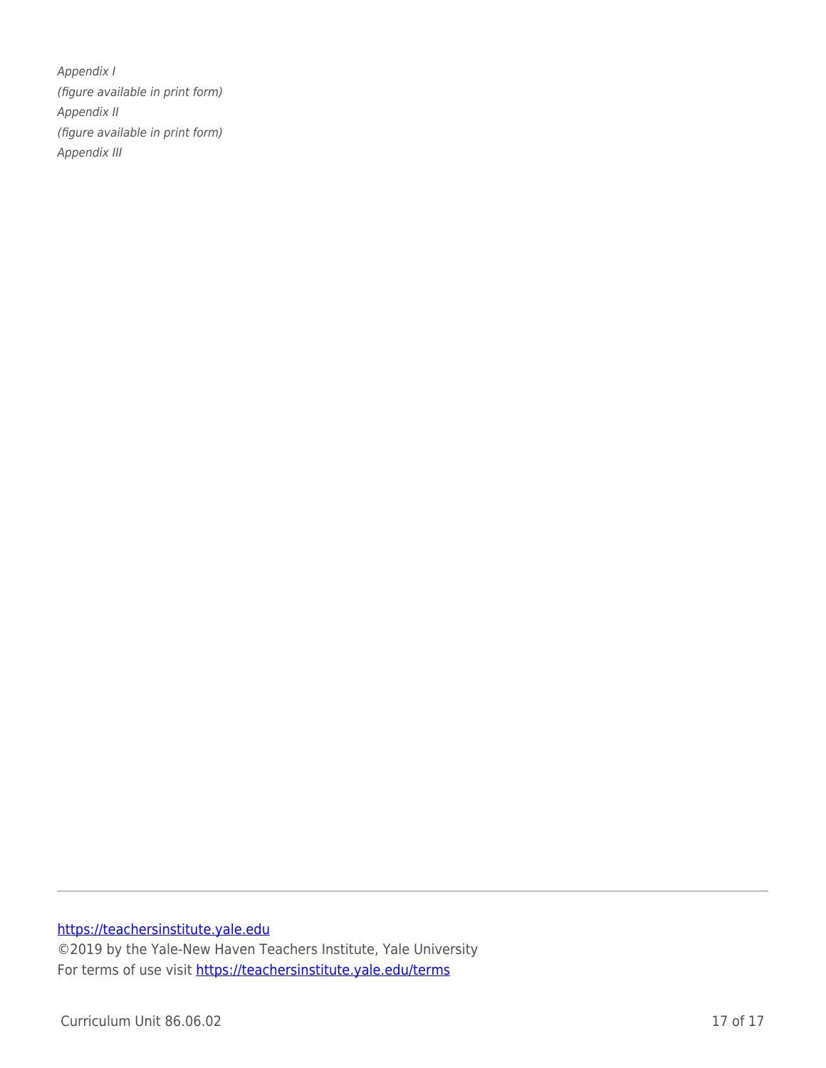*Appendix I*

*(figure available in print form)*

*Appendix II*

*(figure available in print form)*

*Appendix III*

https://teachersinstitute.yale.edu

©2019 by the Yale-New Haven Teachers Institute, Yale University

For terms of use visit https://teachersinstitute.yale.edu/terms